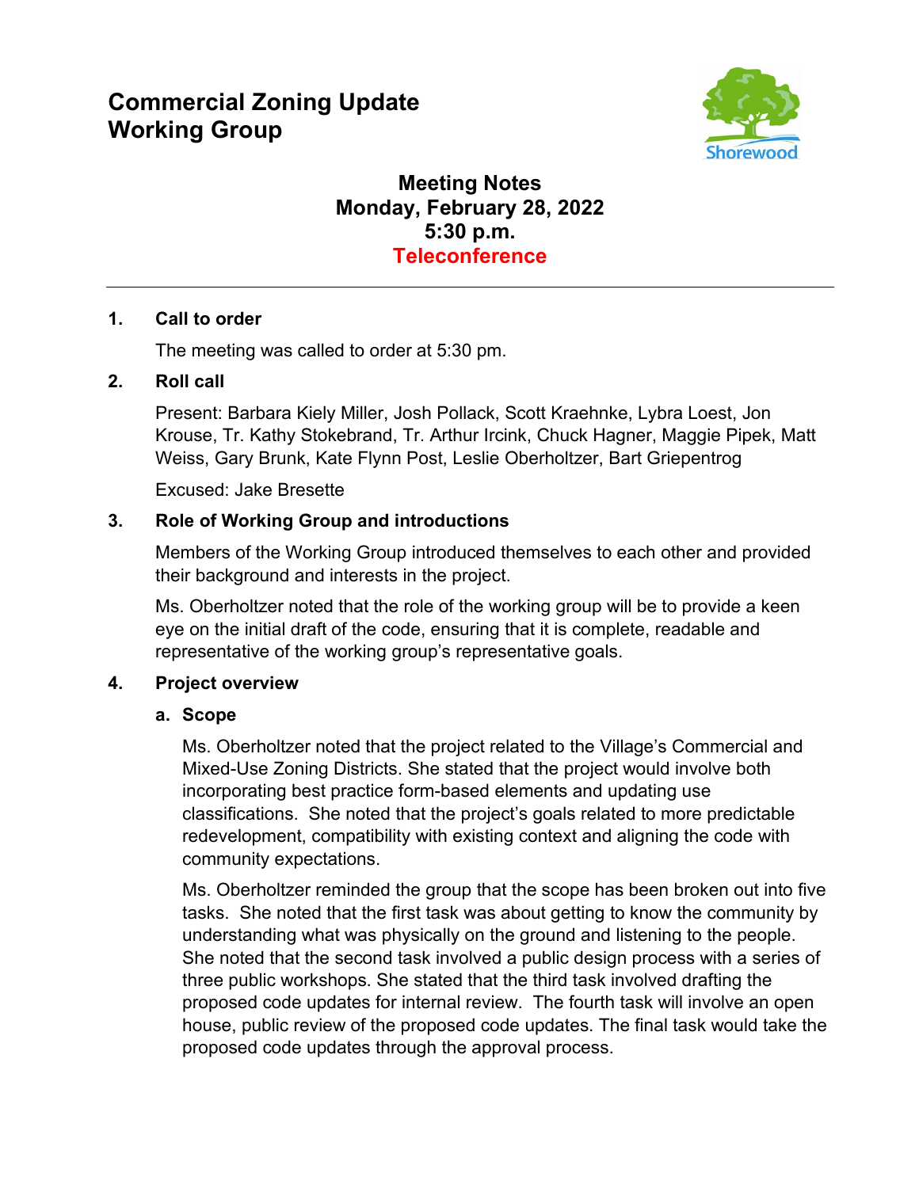# Commercial Zoning Update Working Group

Shorewood

## Meeting Notes
## Monday, February 28, 2022
## 5:30 p.m.
## Teleconference

---

**1. Call to order**

The meeting was called to order at 5:30 pm.

**2. Roll call**

Present: Barbara Kiely Miller, Josh Pollack, Scott Kraehnke, Lybra Loest, Jon Krouse, Tr. Kathy Stokebrand, Tr. Arthur Ircink, Chuck Hagner, Maggie Pipek, Matt Weiss, Gary Brunk, Kate Flynn Post, Leslie Oberholtzer, Bart Griepentrog

Excused: Jake Bresette

**3. Role of Working Group and introductions**

Members of the Working Group introduced themselves to each other and provided their background and interests in the project.

Ms. Oberholtzer noted that the role of the working group will be to provide a keen eye on the initial draft of the code, ensuring that it is complete, readable and representative of the working group's representative goals.

**4. Project overview**

**a. Scope**

Ms. Oberholtzer noted that the project related to the Village's Commercial and Mixed-Use Zoning Districts. She stated that the project would involve both incorporating best practice form-based elements and updating use classifications. She noted that the project's goals related to more predictable redevelopment, compatibility with existing context and aligning the code with community expectations.

Ms. Oberholtzer reminded the group that the scope has been broken out into five tasks. She noted that the first task was about getting to know the community by understanding what was physically on the ground and listening to the people. She noted that the second task involved a public design process with a series of three public workshops. She stated that the third task involved drafting the proposed code updates for internal review. The fourth task will involve an open house, public review of the proposed code updates. The final task would take the proposed code updates through the approval process.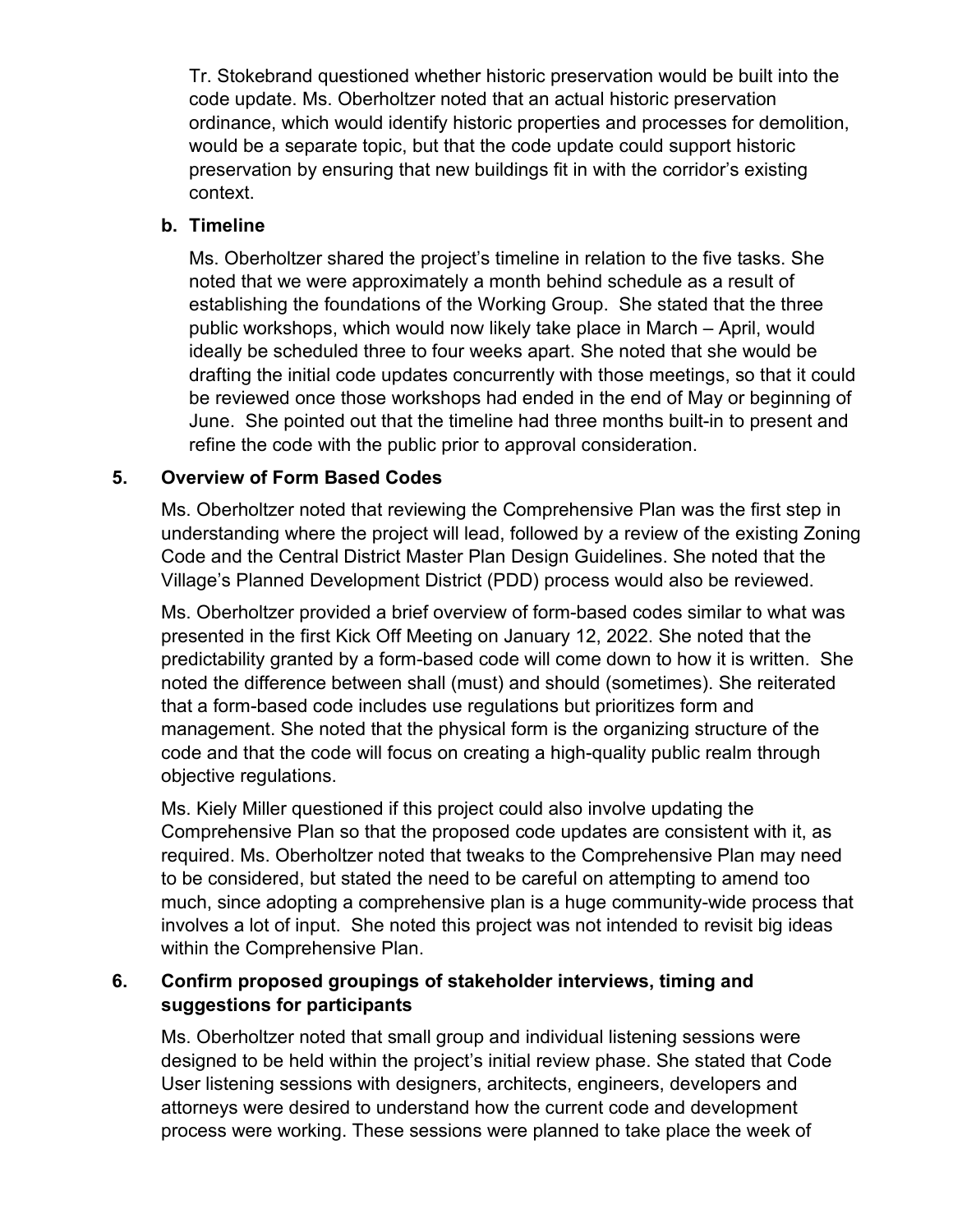Tr. Stokebrand questioned whether historic preservation would be built into the code update. Ms. Oberholtzer noted that an actual historic preservation ordinance, which would identify historic properties and processes for demolition, would be a separate topic, but that the code update could support historic preservation by ensuring that new buildings fit in with the corridor's existing context.

**b. Timeline**

Ms. Oberholtzer shared the project's timeline in relation to the five tasks. She noted that we were approximately a month behind schedule as a result of establishing the foundations of the Working Group. She stated that the three public workshops, which would now likely take place in March – April, would ideally be scheduled three to four weeks apart. She noted that she would be drafting the initial code updates concurrently with those meetings, so that it could be reviewed once those workshops had ended in the end of May or beginning of June. She pointed out that the timeline had three months built-in to present and refine the code with the public prior to approval consideration.

**5. Overview of Form Based Codes**

Ms. Oberholtzer noted that reviewing the Comprehensive Plan was the first step in understanding where the project will lead, followed by a review of the existing Zoning Code and the Central District Master Plan Design Guidelines. She noted that the Village's Planned Development District (PDD) process would also be reviewed.

Ms. Oberholtzer provided a brief overview of form-based codes similar to what was presented in the first Kick Off Meeting on January 12, 2022. She noted that the predictability granted by a form-based code will come down to how it is written. She noted the difference between shall (must) and should (sometimes). She reiterated that a form-based code includes use regulations but prioritizes form and management. She noted that the physical form is the organizing structure of the code and that the code will focus on creating a high-quality public realm through objective regulations.

Ms. Kiely Miller questioned if this project could also involve updating the Comprehensive Plan so that the proposed code updates are consistent with it, as required. Ms. Oberholtzer noted that tweaks to the Comprehensive Plan may need to be considered, but stated the need to be careful on attempting to amend too much, since adopting a comprehensive plan is a huge community-wide process that involves a lot of input. She noted this project was not intended to revisit big ideas within the Comprehensive Plan.

**6. Confirm proposed groupings of stakeholder interviews, timing and suggestions for participants**

Ms. Oberholtzer noted that small group and individual listening sessions were designed to be held within the project's initial review phase. She stated that Code User listening sessions with designers, architects, engineers, developers and attorneys were desired to understand how the current code and development process were working. These sessions were planned to take place the week of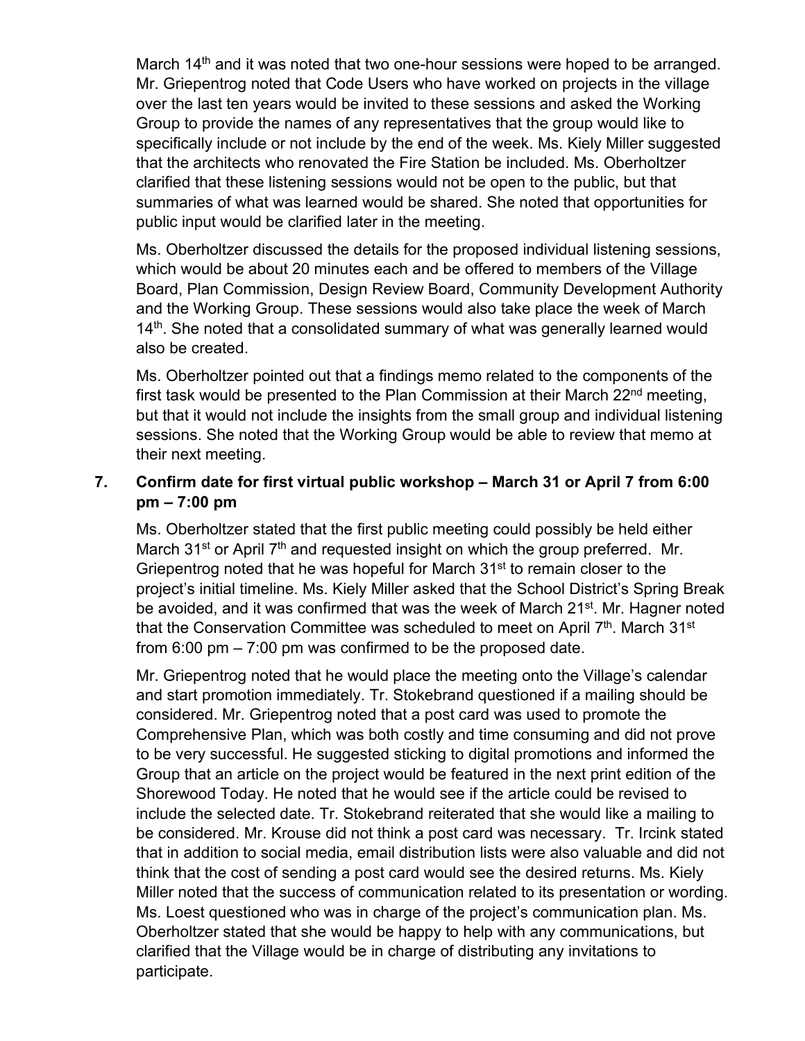March 14th and it was noted that two one-hour sessions were hoped to be arranged. Mr. Griepentrog noted that Code Users who have worked on projects in the village over the last ten years would be invited to these sessions and asked the Working Group to provide the names of any representatives that the group would like to specifically include or not include by the end of the week. Ms. Kiely Miller suggested that the architects who renovated the Fire Station be included. Ms. Oberholtzer clarified that these listening sessions would not be open to the public, but that summaries of what was learned would be shared. She noted that opportunities for public input would be clarified later in the meeting.

Ms. Oberholtzer discussed the details for the proposed individual listening sessions, which would be about 20 minutes each and be offered to members of the Village Board, Plan Commission, Design Review Board, Community Development Authority and the Working Group. These sessions would also take place the week of March 14th. She noted that a consolidated summary of what was generally learned would also be created.

Ms. Oberholtzer pointed out that a findings memo related to the components of the first task would be presented to the Plan Commission at their March 22nd meeting, but that it would not include the insights from the small group and individual listening sessions. She noted that the Working Group would be able to review that memo at their next meeting.

**7. Confirm date for first virtual public workshop – March 31 or April 7 from 6:00 pm – 7:00 pm**

Ms. Oberholtzer stated that the first public meeting could possibly be held either March 31st or April 7th and requested insight on which the group preferred. Mr. Griepentrog noted that he was hopeful for March 31st to remain closer to the project's initial timeline. Ms. Kiely Miller asked that the School District's Spring Break be avoided, and it was confirmed that was the week of March 21st. Mr. Hagner noted that the Conservation Committee was scheduled to meet on April 7th. March 31st from 6:00 pm – 7:00 pm was confirmed to be the proposed date.

Mr. Griepentrog noted that he would place the meeting onto the Village's calendar and start promotion immediately. Tr. Stokebrand questioned if a mailing should be considered. Mr. Griepentrog noted that a post card was used to promote the Comprehensive Plan, which was both costly and time consuming and did not prove to be very successful. He suggested sticking to digital promotions and informed the Group that an article on the project would be featured in the next print edition of the Shorewood Today. He noted that he would see if the article could be revised to include the selected date. Tr. Stokebrand reiterated that she would like a mailing to be considered. Mr. Krouse did not think a post card was necessary. Tr. Ircink stated that in addition to social media, email distribution lists were also valuable and did not think that the cost of sending a post card would see the desired returns. Ms. Kiely Miller noted that the success of communication related to its presentation or wording. Ms. Loest questioned who was in charge of the project's communication plan. Ms. Oberholtzer stated that she would be happy to help with any communications, but clarified that the Village would be in charge of distributing any invitations to participate.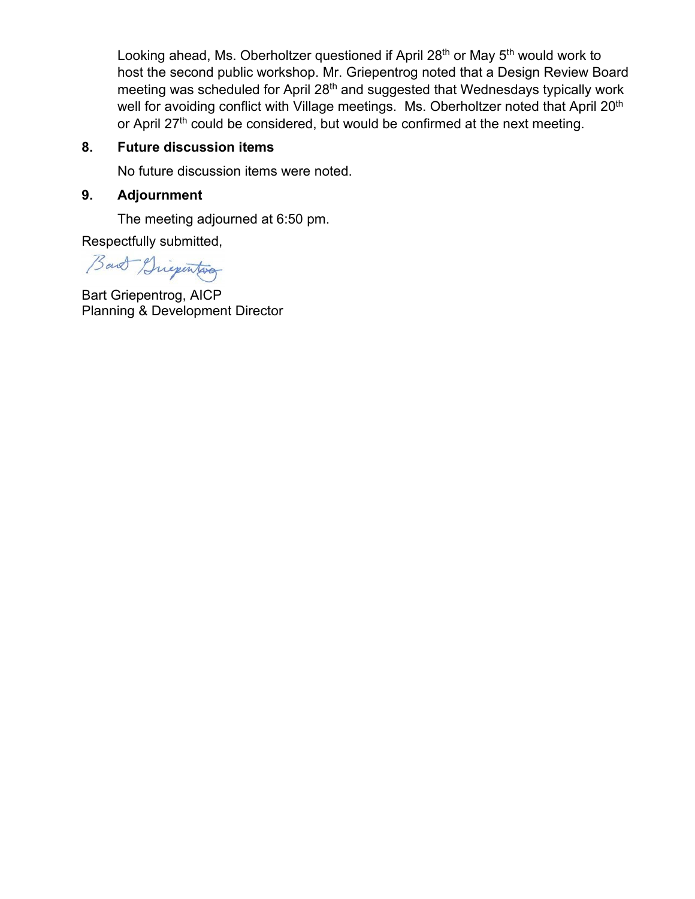Looking ahead, Ms. Oberholtzer questioned if April 28th or May 5th would work to host the second public workshop. Mr. Griepentrog noted that a Design Review Board meeting was scheduled for April 28th and suggested that Wednesdays typically work well for avoiding conflict with Village meetings. Ms. Oberholtzer noted that April 20th or April 27th could be considered, but would be confirmed at the next meeting.

**8. Future discussion items**

No future discussion items were noted.

**9. Adjournment**

The meeting adjourned at 6:50 pm.

Respectfully submitted,

Bart Griepentrog

Bart Griepentrog, AICP
Planning & Development Director